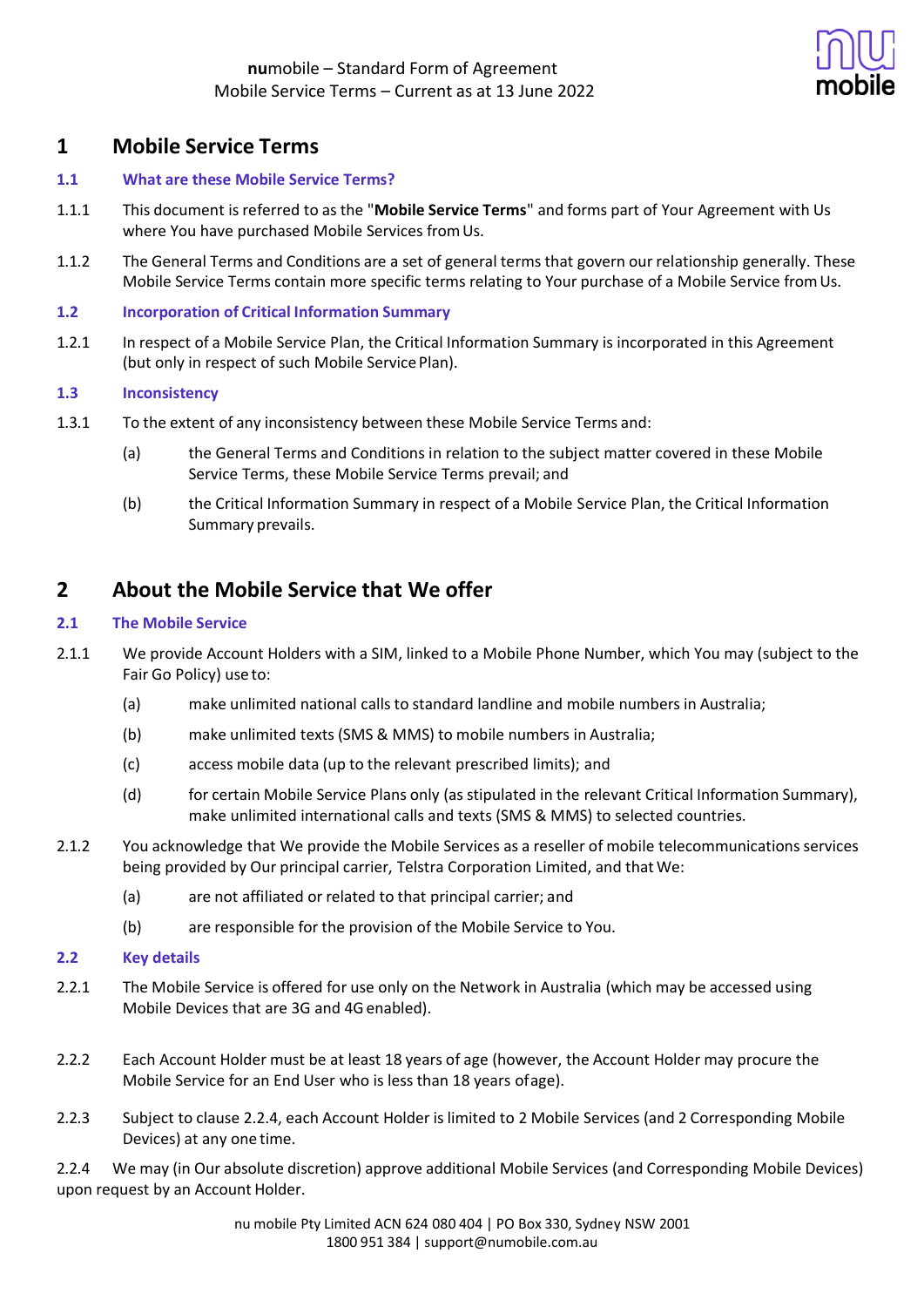**nu**mobile – Standard Form of Agreement
Mobile Service Terms – Current as at 13 June 2022

# 1 Mobile Service Terms

### 1.1 What are these Mobile Service Terms?

1.1.1 This document is referred to as the "**Mobile Service Terms**" and forms part of Your Agreement with Us where You have purchased Mobile Services from Us.

1.1.2 The General Terms and Conditions are a set of general terms that govern our relationship generally. These Mobile Service Terms contain more specific terms relating to Your purchase of a Mobile Service from Us.

### 1.2 Incorporation of Critical Information Summary

1.2.1 In respect of a Mobile Service Plan, the Critical Information Summary is incorporated in this Agreement (but only in respect of such Mobile Service Plan).

### 1.3 Inconsistency

1.3.1 To the extent of any inconsistency between these Mobile Service Terms and:

(a) the General Terms and Conditions in relation to the subject matter covered in these Mobile Service Terms, these Mobile Service Terms prevail; and

(b) the Critical Information Summary in respect of a Mobile Service Plan, the Critical Information Summary prevails.

# 2 About the Mobile Service that We offer

### 2.1 The Mobile Service

2.1.1 We provide Account Holders with a SIM, linked to a Mobile Phone Number, which You may (subject to the Fair Go Policy) use to:

(a) make unlimited national calls to standard landline and mobile numbers in Australia;

(b) make unlimited texts (SMS & MMS) to mobile numbers in Australia;

(c) access mobile data (up to the relevant prescribed limits); and

(d) for certain Mobile Service Plans only (as stipulated in the relevant Critical Information Summary), make unlimited international calls and texts (SMS & MMS) to selected countries.

2.1.2 You acknowledge that We provide the Mobile Services as a reseller of mobile telecommunications services being provided by Our principal carrier, Telstra Corporation Limited, and that We:

(a) are not affiliated or related to that principal carrier; and

(b) are responsible for the provision of the Mobile Service to You.

### 2.2 Key details

2.2.1 The Mobile Service is offered for use only on the Network in Australia (which may be accessed using Mobile Devices that are 3G and 4G enabled).

2.2.2 Each Account Holder must be at least 18 years of age (however, the Account Holder may procure the Mobile Service for an End User who is less than 18 years of age).

2.2.3 Subject to clause 2.2.4, each Account Holder is limited to 2 Mobile Services (and 2 Corresponding Mobile Devices) at any one time.

2.2.4 We may (in Our absolute discretion) approve additional Mobile Services (and Corresponding Mobile Devices) upon request by an Account Holder.

nu mobile Pty Limited ACN 624 080 404 | PO Box 330, Sydney NSW 2001
1800 951 384 | support@numobile.com.au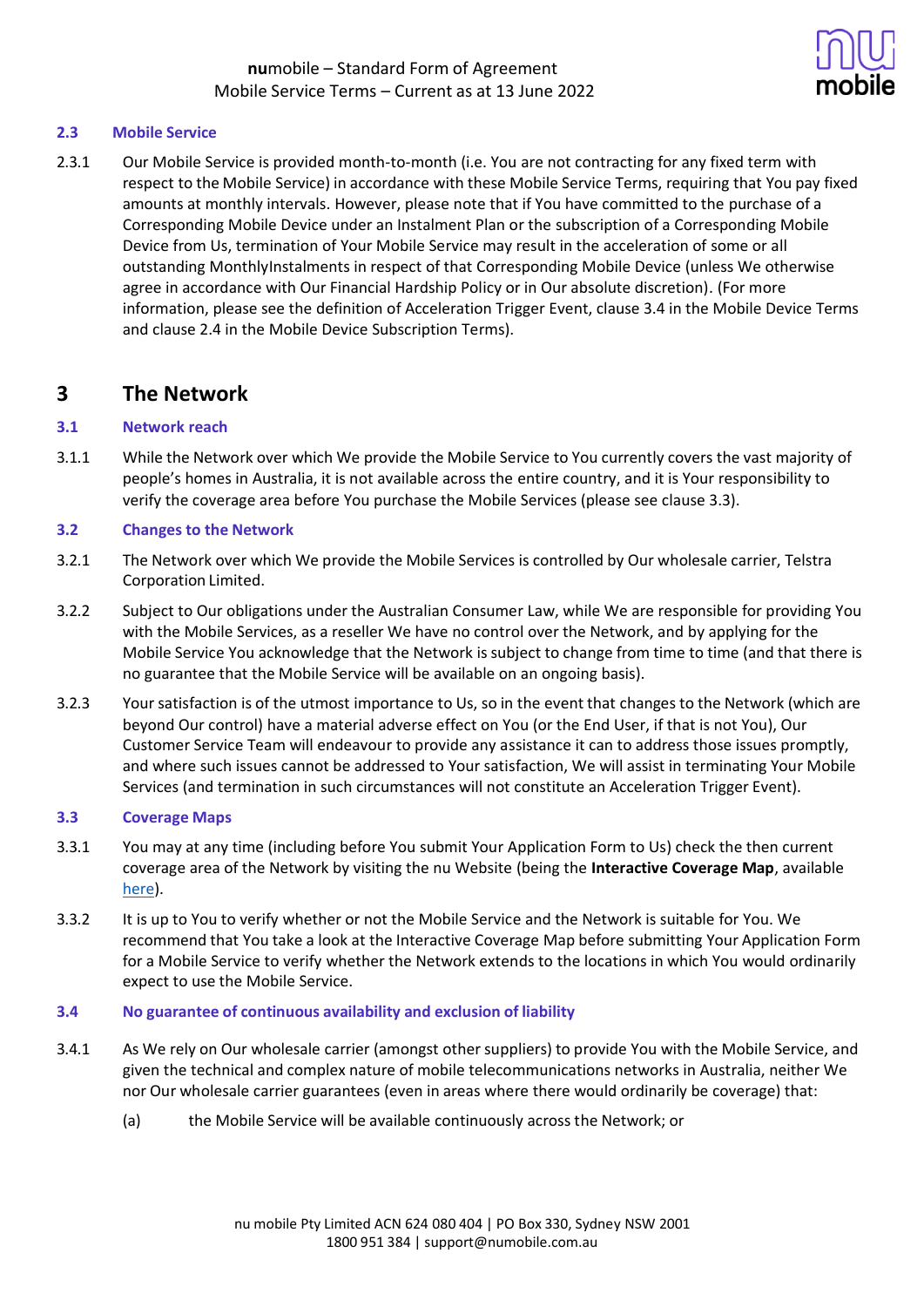### 2.3 Mobile Service

2.3.1 Our Mobile Service is provided month-to-month (i.e. You are not contracting for any fixed term with respect to the Mobile Service) in accordance with these Mobile Service Terms, requiring that You pay fixed amounts at monthly intervals. However, please note that if You have committed to the purchase of a Corresponding Mobile Device under an Instalment Plan or the subscription of a Corresponding Mobile Device from Us, termination of Your Mobile Service may result in the acceleration of some or all outstanding MonthlyInstalments in respect of that Corresponding Mobile Device (unless We otherwise agree in accordance with Our Financial Hardship Policy or in Our absolute discretion). (For more information, please see the definition of Acceleration Trigger Event, clause 3.4 in the Mobile Device Terms and clause 2.4 in the Mobile Device Subscription Terms).

## 3 The Network

### 3.1 Network reach

3.1.1 While the Network over which We provide the Mobile Service to You currently covers the vast majority of people's homes in Australia, it is not available across the entire country, and it is Your responsibility to verify the coverage area before You purchase the Mobile Services (please see clause 3.3).

### 3.2 Changes to the Network

3.2.1 The Network over which We provide the Mobile Services is controlled by Our wholesale carrier, Telstra Corporation Limited.

3.2.2 Subject to Our obligations under the Australian Consumer Law, while We are responsible for providing You with the Mobile Services, as a reseller We have no control over the Network, and by applying for the Mobile Service You acknowledge that the Network is subject to change from time to time (and that there is no guarantee that the Mobile Service will be available on an ongoing basis).

3.2.3 Your satisfaction is of the utmost importance to Us, so in the event that changes to the Network (which are beyond Our control) have a material adverse effect on You (or the End User, if that is not You), Our Customer Service Team will endeavour to provide any assistance it can to address those issues promptly, and where such issues cannot be addressed to Your satisfaction, We will assist in terminating Your Mobile Services (and termination in such circumstances will not constitute an Acceleration Trigger Event).

### 3.3 Coverage Maps

3.3.1 You may at any time (including before You submit Your Application Form to Us) check the then current coverage area of the Network by visiting the nu Website (being the **Interactive Coverage Map**, available here).

3.3.2 It is up to You to verify whether or not the Mobile Service and the Network is suitable for You. We recommend that You take a look at the Interactive Coverage Map before submitting Your Application Form for a Mobile Service to verify whether the Network extends to the locations in which You would ordinarily expect to use the Mobile Service.

### 3.4 No guarantee of continuous availability and exclusion of liability

3.4.1 As We rely on Our wholesale carrier (amongst other suppliers) to provide You with the Mobile Service, and given the technical and complex nature of mobile telecommunications networks in Australia, neither We nor Our wholesale carrier guarantees (even in areas where there would ordinarily be coverage) that:

(a) the Mobile Service will be available continuously across the Network; or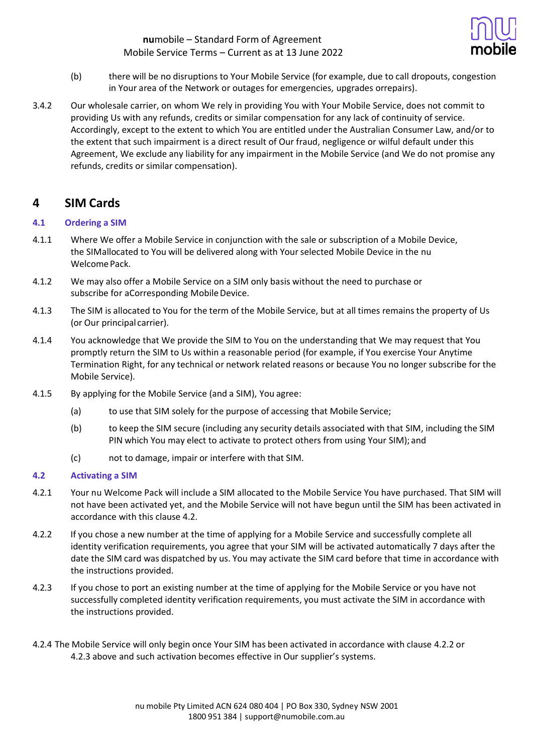(b) there will be no disruptions to Your Mobile Service (for example, due to call dropouts, congestion in Your area of the Network or outages for emergencies, upgrades orrepairs).

3.4.2 Our wholesale carrier, on whom We rely in providing You with Your Mobile Service, does not commit to providing Us with any refunds, credits or similar compensation for any lack of continuity of service. Accordingly, except to the extent to which You are entitled under the Australian Consumer Law, and/or to the extent that such impairment is a direct result of Our fraud, negligence or wilful default under this Agreement, We exclude any liability for any impairment in the Mobile Service (and We do not promise any refunds, credits or similar compensation).

# 4 SIM Cards

## 4.1 Ordering a SIM

4.1.1 Where We offer a Mobile Service in conjunction with the sale or subscription of a Mobile Device, the SIMallocated to You will be delivered along with Your selected Mobile Device in the nu Welcome Pack.

4.1.2 We may also offer a Mobile Service on a SIM only basis without the need to purchase or subscribe for aCorresponding Mobile Device.

4.1.3 The SIM is allocated to You for the term of the Mobile Service, but at all times remains the property of Us (or Our principal carrier).

4.1.4 You acknowledge that We provide the SIM to You on the understanding that We may request that You promptly return the SIM to Us within a reasonable period (for example, if You exercise Your Anytime Termination Right, for any technical or network related reasons or because You no longer subscribe for the Mobile Service).

4.1.5 By applying for the Mobile Service (and a SIM), You agree:

(a) to use that SIM solely for the purpose of accessing that Mobile Service;

(b) to keep the SIM secure (including any security details associated with that SIM, including the SIM PIN which You may elect to activate to protect others from using Your SIM); and

(c) not to damage, impair or interfere with that SIM.

## 4.2 Activating a SIM

4.2.1 Your nu Welcome Pack will include a SIM allocated to the Mobile Service You have purchased. That SIM will not have been activated yet, and the Mobile Service will not have begun until the SIM has been activated in accordance with this clause 4.2.

4.2.2 If you chose a new number at the time of applying for a Mobile Service and successfully complete all identity verification requirements, you agree that your SIM will be activated automatically 7 days after the date the SIM card was dispatched by us. You may activate the SIM card before that time in accordance with the instructions provided.

4.2.3 If you chose to port an existing number at the time of applying for the Mobile Service or you have not successfully completed identity verification requirements, you must activate the SIM in accordance with the instructions provided.

4.2.4 The Mobile Service will only begin once Your SIM has been activated in accordance with clause 4.2.2 or 4.2.3 above and such activation becomes effective in Our supplier's systems.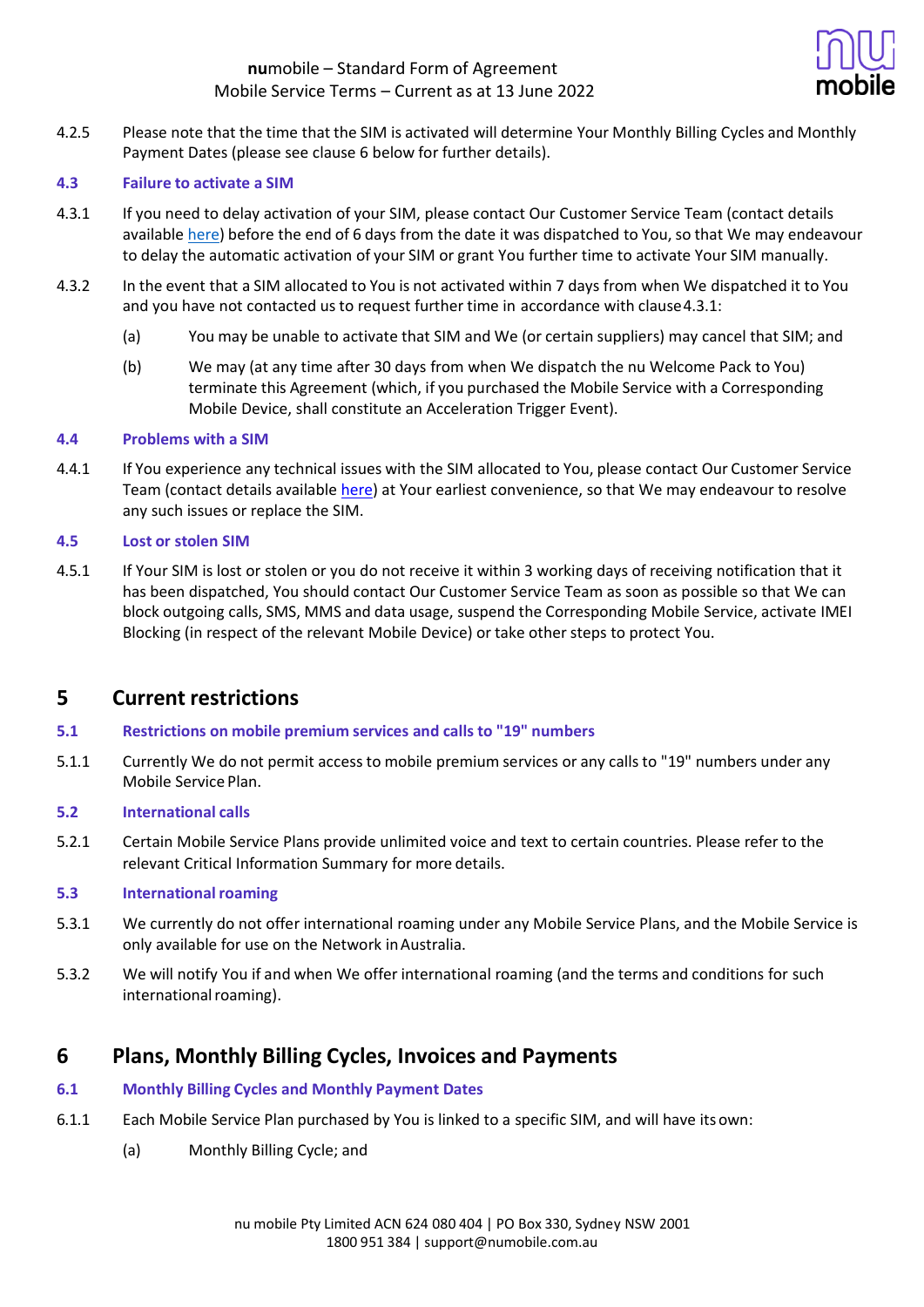4.2.5 Please note that the time that the SIM is activated will determine Your Monthly Billing Cycles and Monthly Payment Dates (please see clause 6 below for further details).

### 4.3 Failure to activate a SIM

4.3.1 If you need to delay activation of your SIM, please contact Our Customer Service Team (contact details available here) before the end of 6 days from the date it was dispatched to You, so that We may endeavour to delay the automatic activation of your SIM or grant You further time to activate Your SIM manually.

4.3.2 In the event that a SIM allocated to You is not activated within 7 days from when We dispatched it to You and you have not contacted us to request further time in accordance with clause 4.3.1:

(a) You may be unable to activate that SIM and We (or certain suppliers) may cancel that SIM; and

(b) We may (at any time after 30 days from when We dispatch the nu Welcome Pack to You) terminate this Agreement (which, if you purchased the Mobile Service with a Corresponding Mobile Device, shall constitute an Acceleration Trigger Event).

### 4.4 Problems with a SIM

4.4.1 If You experience any technical issues with the SIM allocated to You, please contact Our Customer Service Team (contact details available here) at Your earliest convenience, so that We may endeavour to resolve any such issues or replace the SIM.

### 4.5 Lost or stolen SIM

4.5.1 If Your SIM is lost or stolen or you do not receive it within 3 working days of receiving notification that it has been dispatched, You should contact Our Customer Service Team as soon as possible so that We can block outgoing calls, SMS, MMS and data usage, suspend the Corresponding Mobile Service, activate IMEI Blocking (in respect of the relevant Mobile Device) or take other steps to protect You.

## 5 Current restrictions

### 5.1 Restrictions on mobile premium services and calls to "19" numbers

5.1.1 Currently We do not permit access to mobile premium services or any calls to "19" numbers under any Mobile Service Plan.

### 5.2 International calls

5.2.1 Certain Mobile Service Plans provide unlimited voice and text to certain countries. Please refer to the relevant Critical Information Summary for more details.

### 5.3 International roaming

5.3.1 We currently do not offer international roaming under any Mobile Service Plans, and the Mobile Service is only available for use on the Network in Australia.

5.3.2 We will notify You if and when We offer international roaming (and the terms and conditions for such international roaming).

## 6 Plans, Monthly Billing Cycles, Invoices and Payments

### 6.1 Monthly Billing Cycles and Monthly Payment Dates

6.1.1 Each Mobile Service Plan purchased by You is linked to a specific SIM, and will have its own:

(a) Monthly Billing Cycle; and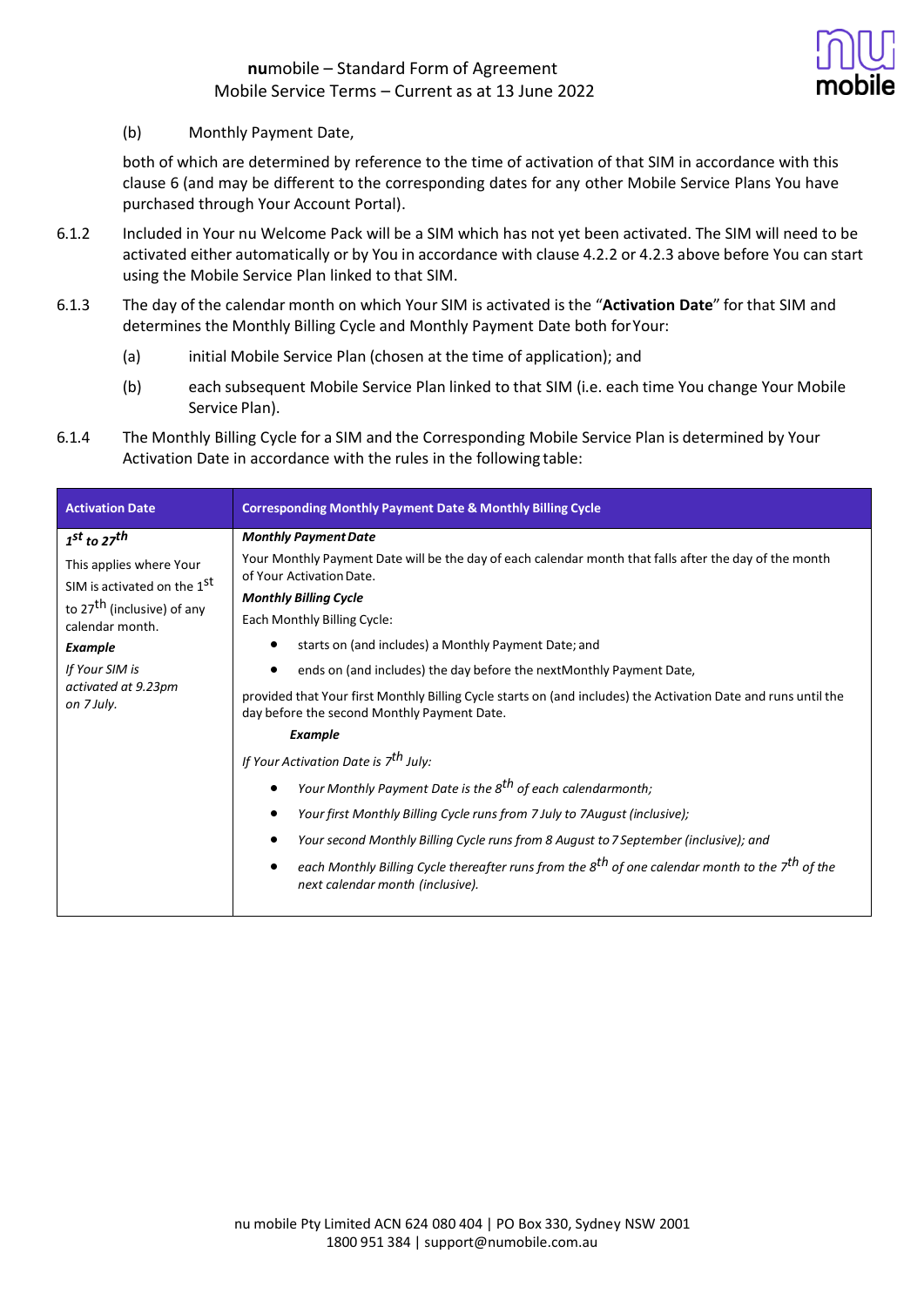(b) Monthly Payment Date,

both of which are determined by reference to the time of activation of that SIM in accordance with this clause 6 (and may be different to the corresponding dates for any other Mobile Service Plans You have purchased through Your Account Portal).

6.1.2 Included in Your nu Welcome Pack will be a SIM which has not yet been activated. The SIM will need to be activated either automatically or by You in accordance with clause 4.2.2 or 4.2.3 above before You can start using the Mobile Service Plan linked to that SIM.

6.1.3 The day of the calendar month on which Your SIM is activated is the "**Activation Date**" for that SIM and determines the Monthly Billing Cycle and Monthly Payment Date both for Your:

(a) initial Mobile Service Plan (chosen at the time of application); and

(b) each subsequent Mobile Service Plan linked to that SIM (i.e. each time You change Your Mobile Service Plan).

6.1.4 The Monthly Billing Cycle for a SIM and the Corresponding Mobile Service Plan is determined by Your Activation Date in accordance with the rules in the following table:

| Activation Date | Corresponding Monthly Payment Date & Monthly Billing Cycle |
|---|---|
| ***1st to 27th***<br><br>This applies where Your SIM is activated on the 1st to 27th (inclusive) of any calendar month.<br><br>***Example***<br><br>*If Your SIM is activated at 9.23pm on 7 July.* | ***Monthly Payment Date***<br><br>Your Monthly Payment Date will be the day of each calendar month that falls after the day of the month of Your Activation Date.<br><br>***Monthly Billing Cycle***<br><br>Each Monthly Billing Cycle:<br><br>• starts on (and includes) a Monthly Payment Date; and<br>• ends on (and includes) the day before the next Monthly Payment Date,<br><br>provided that Your first Monthly Billing Cycle starts on (and includes) the Activation Date and runs until the day before the second Monthly Payment Date.<br><br>***Example***<br><br>*If Your Activation Date is 7th July:*<br><br>• *Your Monthly Payment Date is the 8th of each calendar month;*<br>• *Your first Monthly Billing Cycle runs from 7 July to 7 August (inclusive);*<br>• *Your second Monthly Billing Cycle runs from 8 August to 7 September (inclusive); and*<br>• *each Monthly Billing Cycle thereafter runs from the 8th of one calendar month to the 7th of the next calendar month (inclusive).* |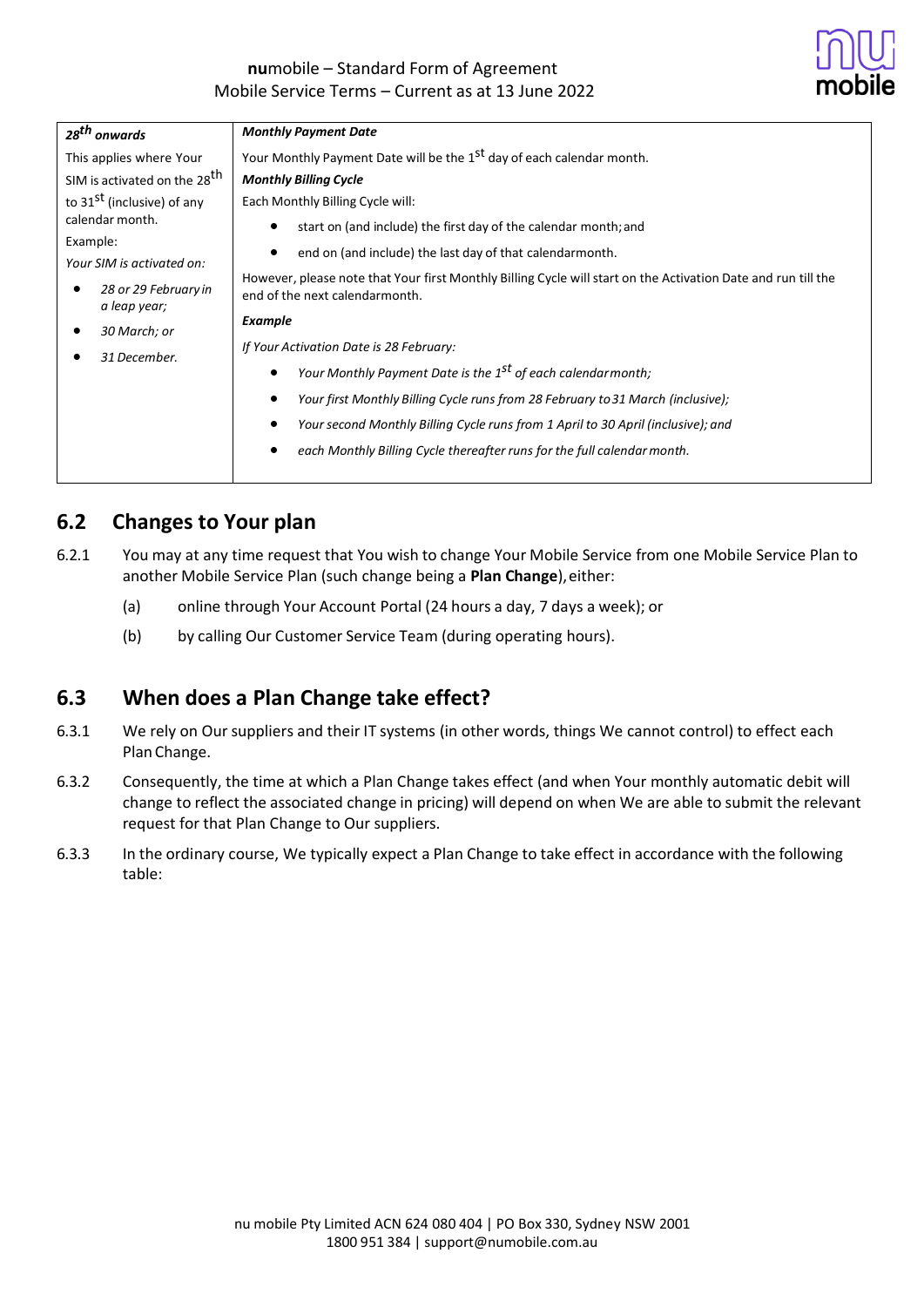| ***28th onwards*** | ***Monthly Payment Date*** |
|---|---|
| This applies where Your SIM is activated on the 28th to 31st (inclusive) of any calendar month.<br><br>Example:<br><br>*Your SIM is activated on:*<br><br>• *28 or 29 February in a leap year;*<br>• *30 March; or*<br>• *31 December.* | Your Monthly Payment Date will be the 1st day of each calendar month.<br><br>***Monthly Billing Cycle***<br><br>Each Monthly Billing Cycle will:<br><br>• start on (and include) the first day of the calendar month; and<br>• end on (and include) the last day of that calendar month.<br><br>However, please note that Your first Monthly Billing Cycle will start on the Activation Date and run till the end of the next calendar month.<br><br>***Example***<br><br>*If Your Activation Date is 28 February:*<br><br>• *Your Monthly Payment Date is the 1st of each calendar month;*<br>• *Your first Monthly Billing Cycle runs from 28 February to 31 March (inclusive);*<br>• *Your second Monthly Billing Cycle runs from 1 April to 30 April (inclusive); and*<br>• *each Monthly Billing Cycle thereafter runs for the full calendar month.* |

## 6.2 Changes to Your plan

6.2.1 You may at any time request that You wish to change Your Mobile Service from one Mobile Service Plan to another Mobile Service Plan (such change being a **Plan Change**), either:

(a) online through Your Account Portal (24 hours a day, 7 days a week); or

(b) by calling Our Customer Service Team (during operating hours).

## 6.3 When does a Plan Change take effect?

6.3.1 We rely on Our suppliers and their IT systems (in other words, things We cannot control) to effect each Plan Change.

6.3.2 Consequently, the time at which a Plan Change takes effect (and when Your monthly automatic debit will change to reflect the associated change in pricing) will depend on when We are able to submit the relevant request for that Plan Change to Our suppliers.

6.3.3 In the ordinary course, We typically expect a Plan Change to take effect in accordance with the following table: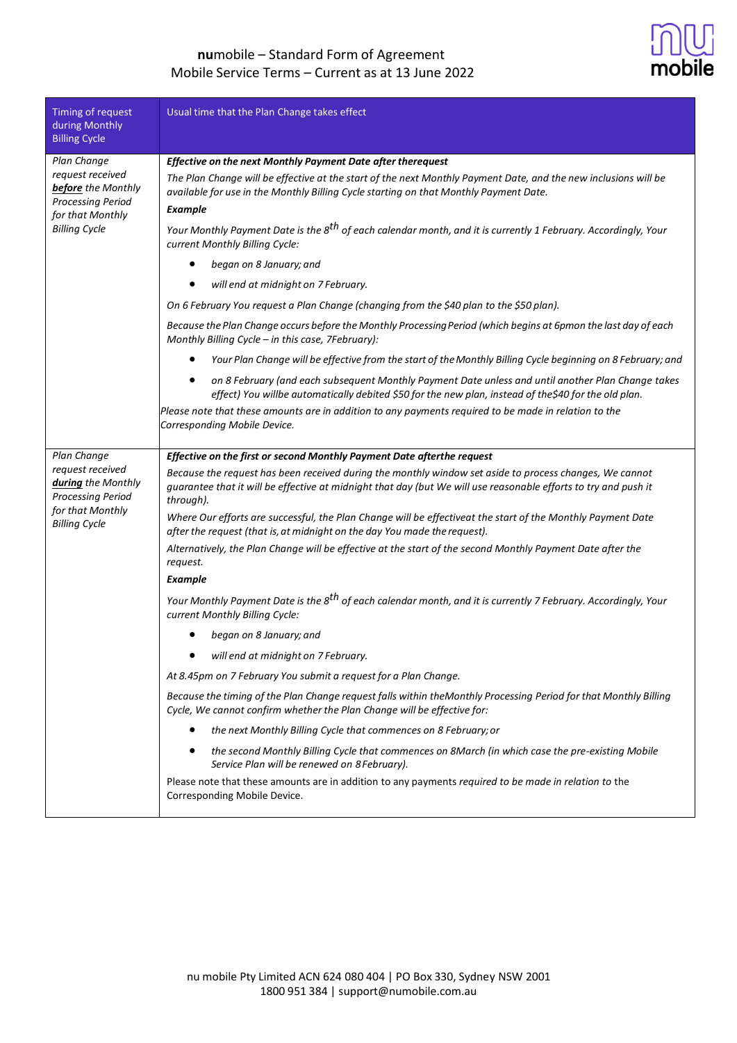| Timing of request during Monthly Billing Cycle | Usual time that the Plan Change takes effect |
|---|---|
| *Plan Change request received **before** the Monthly Processing Period for that Monthly Billing Cycle* | ***Effective on the next Monthly Payment Date after therequest***<br>*The Plan Change will be effective at the start of the next Monthly Payment Date, and the new inclusions will be available for use in the Monthly Billing Cycle starting on that Monthly Payment Date.*<br>***Example***<br>*Your Monthly Payment Date is the 8th of each calendar month, and it is currently 1 February. Accordingly, Your current Monthly Billing Cycle:*<br>• *began on 8 January; and*<br>• *will end at midnight on 7 February.*<br>*On 6 February You request a Plan Change (changing from the $40 plan to the $50 plan).*<br>*Because the Plan Change occurs before the Monthly Processing Period (which begins at 6pmon the last day of each Monthly Billing Cycle – in this case, 7February):*<br>• *Your Plan Change will be effective from the start of the Monthly Billing Cycle beginning on 8 February; and*<br>• *on 8 February (and each subsequent Monthly Payment Date unless and until another Plan Change takes effect) You willbe automatically debited $50 for the new plan, instead of the$40 for the old plan.*<br>*Please note that these amounts are in addition to any payments required to be made in relation to the Corresponding Mobile Device.* |
| *Plan Change request received **during** the Monthly Processing Period for that Monthly Billing Cycle* | ***Effective on the first or second Monthly Payment Date afterthe request***<br>*Because the request has been received during the monthly window set aside to process changes, We cannot guarantee that it will be effective at midnight that day (but We will use reasonable efforts to try and push it through).*<br>*Where Our efforts are successful, the Plan Change will be effectiveat the start of the Monthly Payment Date after the request (that is, at midnight on the day You made the request).*<br>*Alternatively, the Plan Change will be effective at the start of the second Monthly Payment Date after the request.*<br>***Example***<br>*Your Monthly Payment Date is the 8th of each calendar month, and it is currently 7 February. Accordingly, Your current Monthly Billing Cycle:*<br>• *began on 8 January; and*<br>• *will end at midnight on 7 February.*<br>*At 8.45pm on 7 February You submit a request for a Plan Change.*<br>*Because the timing of the Plan Change request falls within theMonthly Processing Period for that Monthly Billing Cycle, We cannot confirm whether the Plan Change will be effective for:*<br>• *the next Monthly Billing Cycle that commences on 8 February; or*<br>• *the second Monthly Billing Cycle that commences on 8March (in which case the pre-existing Mobile Service Plan will be renewed on 8 February).*<br>Please note that these amounts are in addition to any payments *required to be made in relation to* the Corresponding Mobile Device. |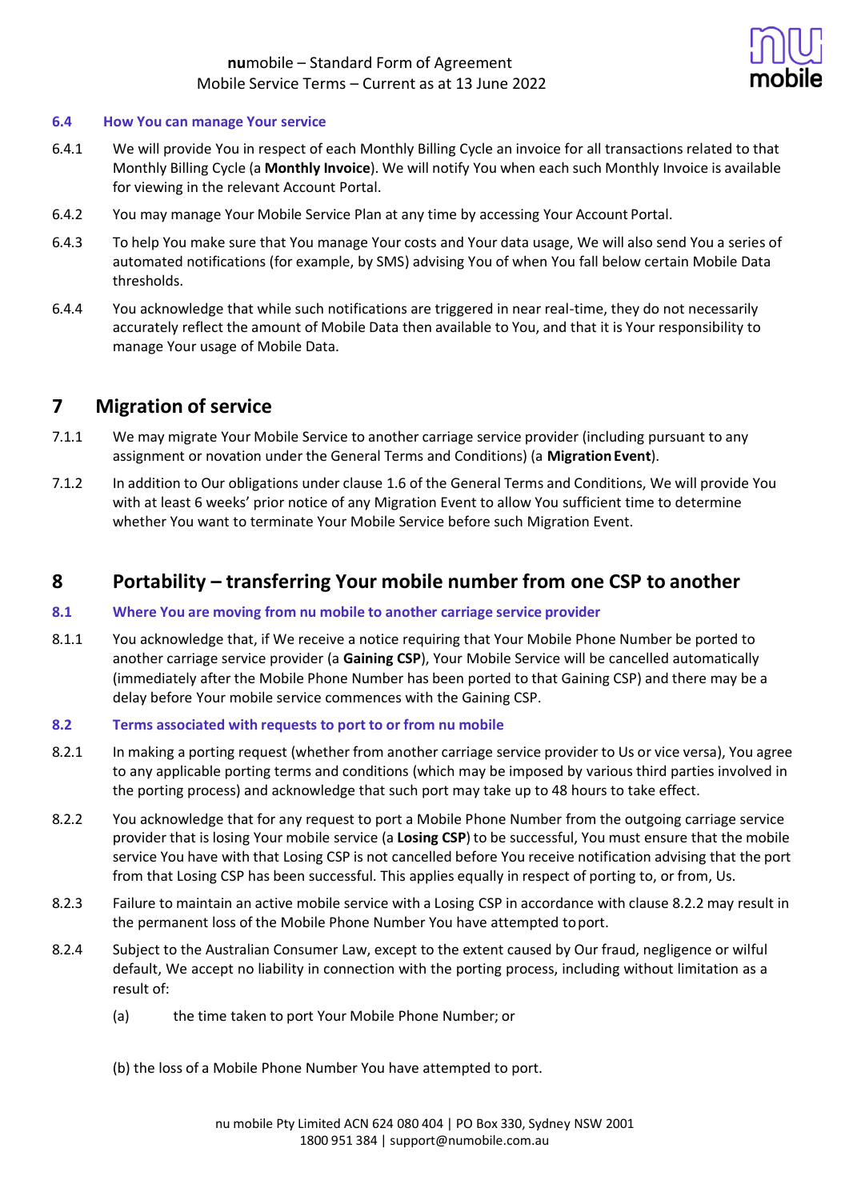### 6.4 How You can manage Your service

6.4.1 We will provide You in respect of each Monthly Billing Cycle an invoice for all transactions related to that Monthly Billing Cycle (a **Monthly Invoice**). We will notify You when each such Monthly Invoice is available for viewing in the relevant Account Portal.

6.4.2 You may manage Your Mobile Service Plan at any time by accessing Your Account Portal.

6.4.3 To help You make sure that You manage Your costs and Your data usage, We will also send You a series of automated notifications (for example, by SMS) advising You of when You fall below certain Mobile Data thresholds.

6.4.4 You acknowledge that while such notifications are triggered in near real-time, they do not necessarily accurately reflect the amount of Mobile Data then available to You, and that it is Your responsibility to manage Your usage of Mobile Data.

## 7 Migration of service

7.1.1 We may migrate Your Mobile Service to another carriage service provider (including pursuant to any assignment or novation under the General Terms and Conditions) (a **Migration Event**).

7.1.2 In addition to Our obligations under clause 1.6 of the General Terms and Conditions, We will provide You with at least 6 weeks' prior notice of any Migration Event to allow You sufficient time to determine whether You want to terminate Your Mobile Service before such Migration Event.

## 8 Portability – transferring Your mobile number from one CSP to another

### 8.1 Where You are moving from nu mobile to another carriage service provider

8.1.1 You acknowledge that, if We receive a notice requiring that Your Mobile Phone Number be ported to another carriage service provider (a **Gaining CSP**), Your Mobile Service will be cancelled automatically (immediately after the Mobile Phone Number has been ported to that Gaining CSP) and there may be a delay before Your mobile service commences with the Gaining CSP.

### 8.2 Terms associated with requests to port to or from nu mobile

8.2.1 In making a porting request (whether from another carriage service provider to Us or vice versa), You agree to any applicable porting terms and conditions (which may be imposed by various third parties involved in the porting process) and acknowledge that such port may take up to 48 hours to take effect.

8.2.2 You acknowledge that for any request to port a Mobile Phone Number from the outgoing carriage service provider that is losing Your mobile service (a **Losing CSP**) to be successful, You must ensure that the mobile service You have with that Losing CSP is not cancelled before You receive notification advising that the port from that Losing CSP has been successful. This applies equally in respect of porting to, or from, Us.

8.2.3 Failure to maintain an active mobile service with a Losing CSP in accordance with clause 8.2.2 may result in the permanent loss of the Mobile Phone Number You have attempted to port.

8.2.4 Subject to the Australian Consumer Law, except to the extent caused by Our fraud, negligence or wilful default, We accept no liability in connection with the porting process, including without limitation as a result of:

(a) the time taken to port Your Mobile Phone Number; or

(b) the loss of a Mobile Phone Number You have attempted to port.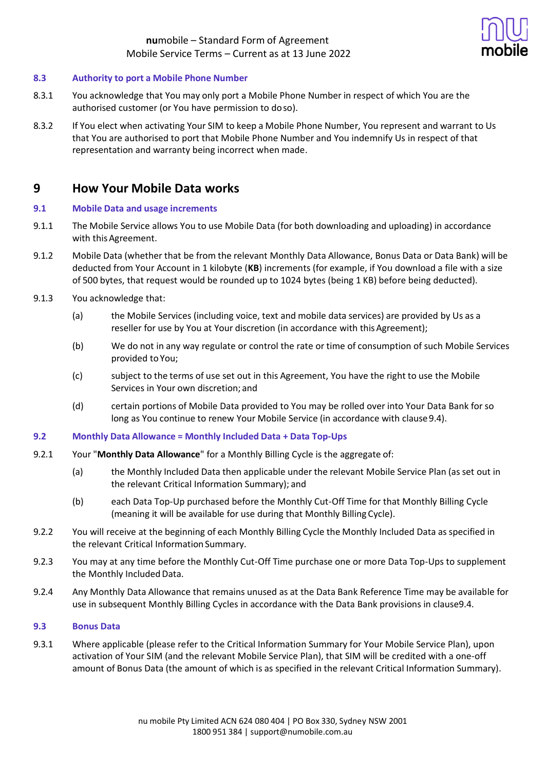### 8.3 Authority to port a Mobile Phone Number

8.3.1 You acknowledge that You may only port a Mobile Phone Number in respect of which You are the authorised customer (or You have permission to do so).

8.3.2 If You elect when activating Your SIM to keep a Mobile Phone Number, You represent and warrant to Us that You are authorised to port that Mobile Phone Number and You indemnify Us in respect of that representation and warranty being incorrect when made.

## 9 How Your Mobile Data works

### 9.1 Mobile Data and usage increments

9.1.1 The Mobile Service allows You to use Mobile Data (for both downloading and uploading) in accordance with this Agreement.

9.1.2 Mobile Data (whether that be from the relevant Monthly Data Allowance, Bonus Data or Data Bank) will be deducted from Your Account in 1 kilobyte (**KB**) increments (for example, if You download a file with a size of 500 bytes, that request would be rounded up to 1024 bytes (being 1 KB) before being deducted).

9.1.3 You acknowledge that:

(a) the Mobile Services (including voice, text and mobile data services) are provided by Us as a reseller for use by You at Your discretion (in accordance with this Agreement);

(b) We do not in any way regulate or control the rate or time of consumption of such Mobile Services provided to You;

(c) subject to the terms of use set out in this Agreement, You have the right to use the Mobile Services in Your own discretion; and

(d) certain portions of Mobile Data provided to You may be rolled over into Your Data Bank for so long as You continue to renew Your Mobile Service (in accordance with clause 9.4).

### 9.2 Monthly Data Allowance = Monthly Included Data + Data Top-Ups

9.2.1 Your "**Monthly Data Allowance**" for a Monthly Billing Cycle is the aggregate of:

(a) the Monthly Included Data then applicable under the relevant Mobile Service Plan (as set out in the relevant Critical Information Summary); and

(b) each Data Top-Up purchased before the Monthly Cut-Off Time for that Monthly Billing Cycle (meaning it will be available for use during that Monthly Billing Cycle).

9.2.2 You will receive at the beginning of each Monthly Billing Cycle the Monthly Included Data as specified in the relevant Critical Information Summary.

9.2.3 You may at any time before the Monthly Cut-Off Time purchase one or more Data Top-Ups to supplement the Monthly Included Data.

9.2.4 Any Monthly Data Allowance that remains unused as at the Data Bank Reference Time may be available for use in subsequent Monthly Billing Cycles in accordance with the Data Bank provisions in clause 9.4.

### 9.3 Bonus Data

9.3.1 Where applicable (please refer to the Critical Information Summary for Your Mobile Service Plan), upon activation of Your SIM (and the relevant Mobile Service Plan), that SIM will be credited with a one-off amount of Bonus Data (the amount of which is as specified in the relevant Critical Information Summary).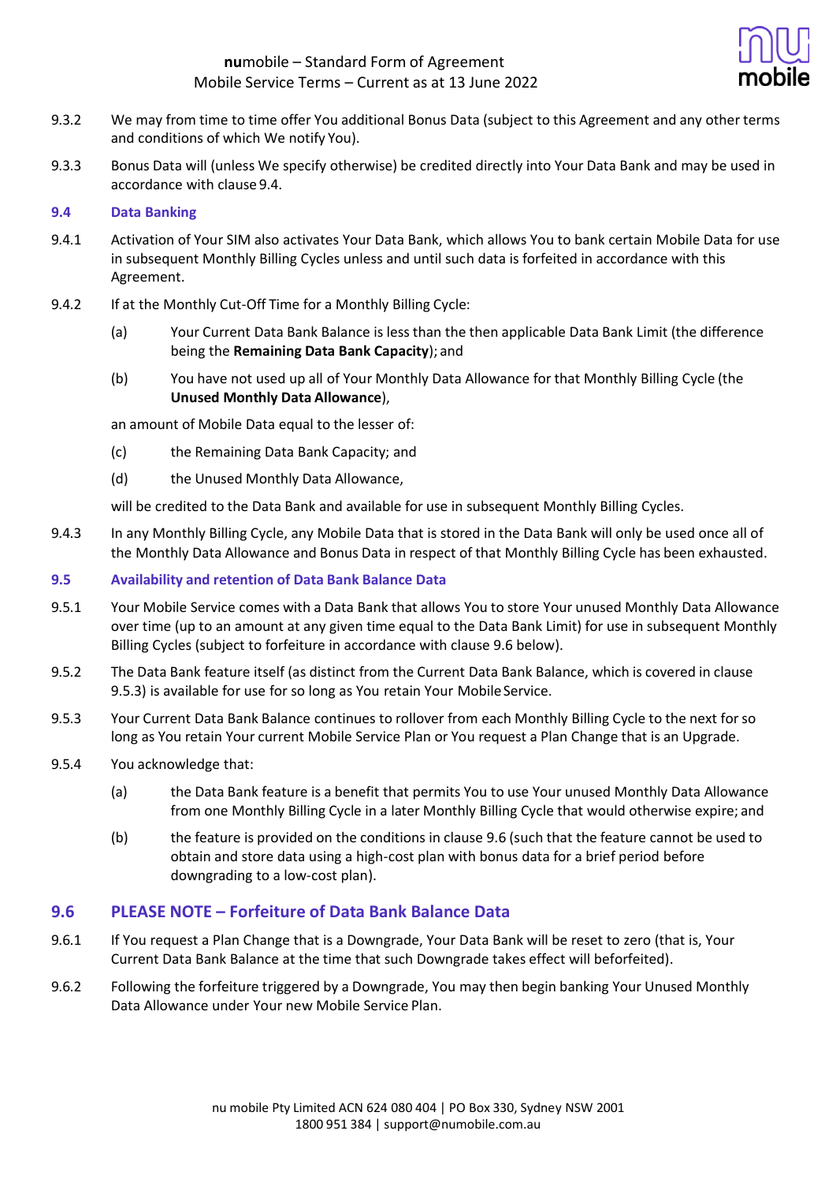9.3.2 We may from time to time offer You additional Bonus Data (subject to this Agreement and any other terms and conditions of which We notify You).

9.3.3 Bonus Data will (unless We specify otherwise) be credited directly into Your Data Bank and may be used in accordance with clause 9.4.

### 9.4 Data Banking

9.4.1 Activation of Your SIM also activates Your Data Bank, which allows You to bank certain Mobile Data for use in subsequent Monthly Billing Cycles unless and until such data is forfeited in accordance with this Agreement.

9.4.2 If at the Monthly Cut-Off Time for a Monthly Billing Cycle:

(a) Your Current Data Bank Balance is less than the then applicable Data Bank Limit (the difference being the **Remaining Data Bank Capacity**); and

(b) You have not used up all of Your Monthly Data Allowance for that Monthly Billing Cycle (the **Unused Monthly Data Allowance**),

an amount of Mobile Data equal to the lesser of:

(c) the Remaining Data Bank Capacity; and

(d) the Unused Monthly Data Allowance,

will be credited to the Data Bank and available for use in subsequent Monthly Billing Cycles.

9.4.3 In any Monthly Billing Cycle, any Mobile Data that is stored in the Data Bank will only be used once all of the Monthly Data Allowance and Bonus Data in respect of that Monthly Billing Cycle has been exhausted.

### 9.5 Availability and retention of Data Bank Balance Data

9.5.1 Your Mobile Service comes with a Data Bank that allows You to store Your unused Monthly Data Allowance over time (up to an amount at any given time equal to the Data Bank Limit) for use in subsequent Monthly Billing Cycles (subject to forfeiture in accordance with clause 9.6 below).

9.5.2 The Data Bank feature itself (as distinct from the Current Data Bank Balance, which is covered in clause 9.5.3) is available for use for so long as You retain Your Mobile Service.

9.5.3 Your Current Data Bank Balance continues to rollover from each Monthly Billing Cycle to the next for so long as You retain Your current Mobile Service Plan or You request a Plan Change that is an Upgrade.

9.5.4 You acknowledge that:

(a) the Data Bank feature is a benefit that permits You to use Your unused Monthly Data Allowance from one Monthly Billing Cycle in a later Monthly Billing Cycle that would otherwise expire; and

(b) the feature is provided on the conditions in clause 9.6 (such that the feature cannot be used to obtain and store data using a high-cost plan with bonus data for a brief period before downgrading to a low-cost plan).

## 9.6 PLEASE NOTE – Forfeiture of Data Bank Balance Data

9.6.1 If You request a Plan Change that is a Downgrade, Your Data Bank will be reset to zero (that is, Your Current Data Bank Balance at the time that such Downgrade takes effect will be forfeited).

9.6.2 Following the forfeiture triggered by a Downgrade, You may then begin banking Your Unused Monthly Data Allowance under Your new Mobile Service Plan.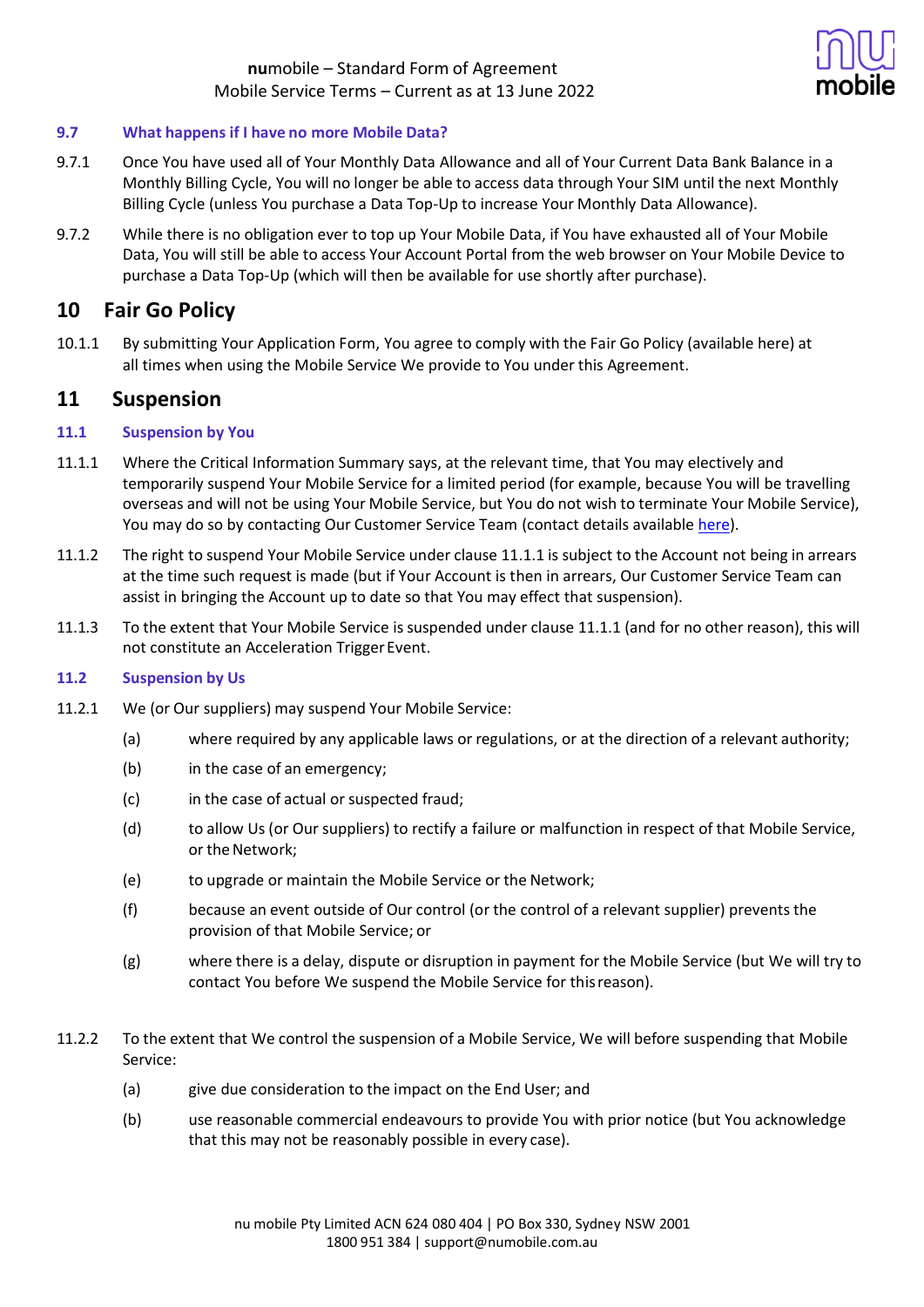### 9.7 What happens if I have no more Mobile Data?

9.7.1 Once You have used all of Your Monthly Data Allowance and all of Your Current Data Bank Balance in a Monthly Billing Cycle, You will no longer be able to access data through Your SIM until the next Monthly Billing Cycle (unless You purchase a Data Top-Up to increase Your Monthly Data Allowance).

9.7.2 While there is no obligation ever to top up Your Mobile Data, if You have exhausted all of Your Mobile Data, You will still be able to access Your Account Portal from the web browser on Your Mobile Device to purchase a Data Top-Up (which will then be available for use shortly after purchase).

## 10 Fair Go Policy

10.1.1 By submitting Your Application Form, You agree to comply with the Fair Go Policy (available here) at all times when using the Mobile Service We provide to You under this Agreement.

## 11 Suspension

### 11.1 Suspension by You

11.1.1 Where the Critical Information Summary says, at the relevant time, that You may electively and temporarily suspend Your Mobile Service for a limited period (for example, because You will be travelling overseas and will not be using Your Mobile Service, but You do not wish to terminate Your Mobile Service), You may do so by contacting Our Customer Service Team (contact details available here).

11.1.2 The right to suspend Your Mobile Service under clause 11.1.1 is subject to the Account not being in arrears at the time such request is made (but if Your Account is then in arrears, Our Customer Service Team can assist in bringing the Account up to date so that You may effect that suspension).

11.1.3 To the extent that Your Mobile Service is suspended under clause 11.1.1 (and for no other reason), this will not constitute an Acceleration Trigger Event.

### 11.2 Suspension by Us

11.2.1 We (or Our suppliers) may suspend Your Mobile Service:

(a) where required by any applicable laws or regulations, or at the direction of a relevant authority;

(b) in the case of an emergency;

(c) in the case of actual or suspected fraud;

(d) to allow Us (or Our suppliers) to rectify a failure or malfunction in respect of that Mobile Service, or the Network;

(e) to upgrade or maintain the Mobile Service or the Network;

(f) because an event outside of Our control (or the control of a relevant supplier) prevents the provision of that Mobile Service; or

(g) where there is a delay, dispute or disruption in payment for the Mobile Service (but We will try to contact You before We suspend the Mobile Service for this reason).

11.2.2 To the extent that We control the suspension of a Mobile Service, We will before suspending that Mobile Service:

(a) give due consideration to the impact on the End User; and

(b) use reasonable commercial endeavours to provide You with prior notice (but You acknowledge that this may not be reasonably possible in every case).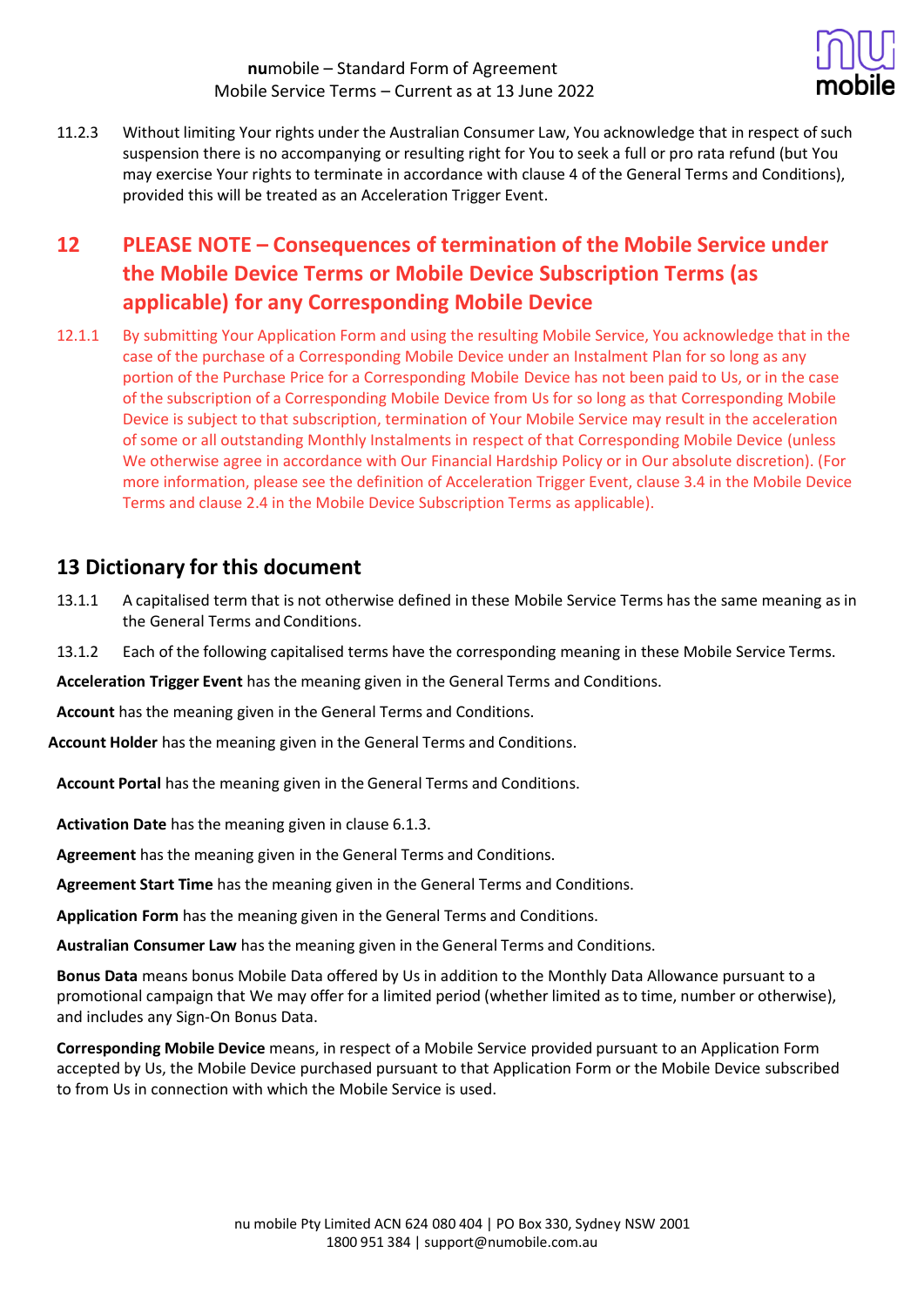11.2.3 Without limiting Your rights under the Australian Consumer Law, You acknowledge that in respect of such suspension there is no accompanying or resulting right for You to seek a full or pro rata refund (but You may exercise Your rights to terminate in accordance with clause 4 of the General Terms and Conditions), provided this will be treated as an Acceleration Trigger Event.

## 12 PLEASE NOTE – Consequences of termination of the Mobile Service under the Mobile Device Terms or Mobile Device Subscription Terms (as applicable) for any Corresponding Mobile Device

12.1.1 By submitting Your Application Form and using the resulting Mobile Service, You acknowledge that in the case of the purchase of a Corresponding Mobile Device under an Instalment Plan for so long as any portion of the Purchase Price for a Corresponding Mobile Device has not been paid to Us, or in the case of the subscription of a Corresponding Mobile Device from Us for so long as that Corresponding Mobile Device is subject to that subscription, termination of Your Mobile Service may result in the acceleration of some or all outstanding Monthly Instalments in respect of that Corresponding Mobile Device (unless We otherwise agree in accordance with Our Financial Hardship Policy or in Our absolute discretion). (For more information, please see the definition of Acceleration Trigger Event, clause 3.4 in the Mobile Device Terms and clause 2.4 in the Mobile Device Subscription Terms as applicable).

## 13 Dictionary for this document

13.1.1 A capitalised term that is not otherwise defined in these Mobile Service Terms has the same meaning as in the General Terms and Conditions.

13.1.2 Each of the following capitalised terms have the corresponding meaning in these Mobile Service Terms.

**Acceleration Trigger Event** has the meaning given in the General Terms and Conditions.

**Account** has the meaning given in the General Terms and Conditions.

**Account Holder** has the meaning given in the General Terms and Conditions.

**Account Portal** has the meaning given in the General Terms and Conditions.

**Activation Date** has the meaning given in clause 6.1.3.

**Agreement** has the meaning given in the General Terms and Conditions.

**Agreement Start Time** has the meaning given in the General Terms and Conditions.

**Application Form** has the meaning given in the General Terms and Conditions.

**Australian Consumer Law** has the meaning given in the General Terms and Conditions.

**Bonus Data** means bonus Mobile Data offered by Us in addition to the Monthly Data Allowance pursuant to a promotional campaign that We may offer for a limited period (whether limited as to time, number or otherwise), and includes any Sign-On Bonus Data.

**Corresponding Mobile Device** means, in respect of a Mobile Service provided pursuant to an Application Form accepted by Us, the Mobile Device purchased pursuant to that Application Form or the Mobile Device subscribed to from Us in connection with which the Mobile Service is used.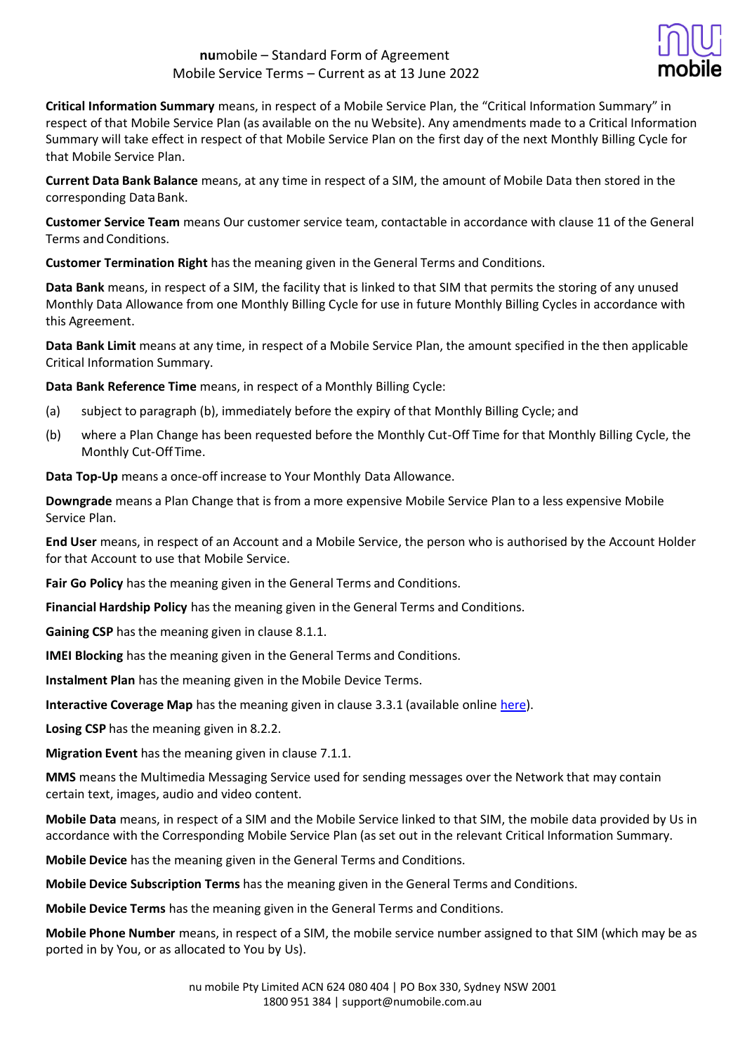**Critical Information Summary** means, in respect of a Mobile Service Plan, the "Critical Information Summary" in respect of that Mobile Service Plan (as available on the nu Website). Any amendments made to a Critical Information Summary will take effect in respect of that Mobile Service Plan on the first day of the next Monthly Billing Cycle for that Mobile Service Plan.

**Current Data Bank Balance** means, at any time in respect of a SIM, the amount of Mobile Data then stored in the corresponding Data Bank.

**Customer Service Team** means Our customer service team, contactable in accordance with clause 11 of the General Terms and Conditions.

**Customer Termination Right** has the meaning given in the General Terms and Conditions.

**Data Bank** means, in respect of a SIM, the facility that is linked to that SIM that permits the storing of any unused Monthly Data Allowance from one Monthly Billing Cycle for use in future Monthly Billing Cycles in accordance with this Agreement.

**Data Bank Limit** means at any time, in respect of a Mobile Service Plan, the amount specified in the then applicable Critical Information Summary.

**Data Bank Reference Time** means, in respect of a Monthly Billing Cycle:

(a) subject to paragraph (b), immediately before the expiry of that Monthly Billing Cycle; and

(b) where a Plan Change has been requested before the Monthly Cut-Off Time for that Monthly Billing Cycle, the Monthly Cut-Off Time.

**Data Top-Up** means a once-off increase to Your Monthly Data Allowance.

**Downgrade** means a Plan Change that is from a more expensive Mobile Service Plan to a less expensive Mobile Service Plan.

**End User** means, in respect of an Account and a Mobile Service, the person who is authorised by the Account Holder for that Account to use that Mobile Service.

**Fair Go Policy** has the meaning given in the General Terms and Conditions.

**Financial Hardship Policy** has the meaning given in the General Terms and Conditions.

**Gaining CSP** has the meaning given in clause 8.1.1.

**IMEI Blocking** has the meaning given in the General Terms and Conditions.

**Instalment Plan** has the meaning given in the Mobile Device Terms.

**Interactive Coverage Map** has the meaning given in clause 3.3.1 (available online here).

**Losing CSP** has the meaning given in 8.2.2.

**Migration Event** has the meaning given in clause 7.1.1.

**MMS** means the Multimedia Messaging Service used for sending messages over the Network that may contain certain text, images, audio and video content.

**Mobile Data** means, in respect of a SIM and the Mobile Service linked to that SIM, the mobile data provided by Us in accordance with the Corresponding Mobile Service Plan (as set out in the relevant Critical Information Summary.

**Mobile Device** has the meaning given in the General Terms and Conditions.

**Mobile Device Subscription Terms** has the meaning given in the General Terms and Conditions.

**Mobile Device Terms** has the meaning given in the General Terms and Conditions.

**Mobile Phone Number** means, in respect of a SIM, the mobile service number assigned to that SIM (which may be as ported in by You, or as allocated to You by Us).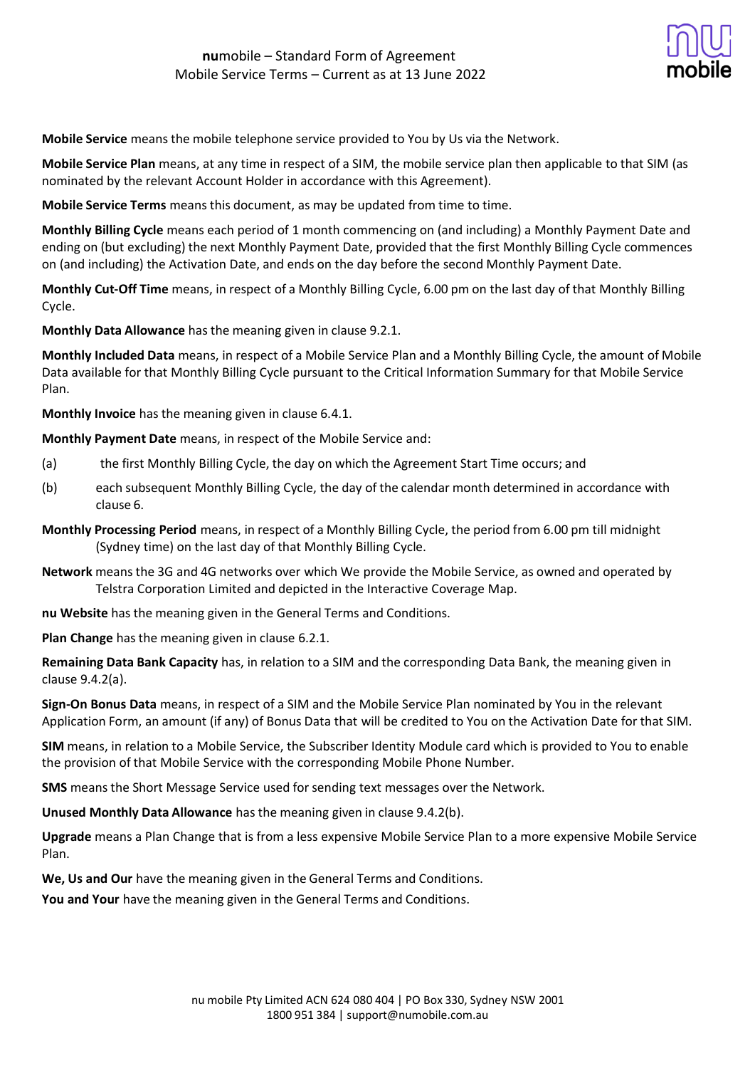**Mobile Service** means the mobile telephone service provided to You by Us via the Network.

**Mobile Service Plan** means, at any time in respect of a SIM, the mobile service plan then applicable to that SIM (as nominated by the relevant Account Holder in accordance with this Agreement).

**Mobile Service Terms** means this document, as may be updated from time to time.

**Monthly Billing Cycle** means each period of 1 month commencing on (and including) a Monthly Payment Date and ending on (but excluding) the next Monthly Payment Date, provided that the first Monthly Billing Cycle commences on (and including) the Activation Date, and ends on the day before the second Monthly Payment Date.

**Monthly Cut-Off Time** means, in respect of a Monthly Billing Cycle, 6.00 pm on the last day of that Monthly Billing Cycle.

**Monthly Data Allowance** has the meaning given in clause 9.2.1.

**Monthly Included Data** means, in respect of a Mobile Service Plan and a Monthly Billing Cycle, the amount of Mobile Data available for that Monthly Billing Cycle pursuant to the Critical Information Summary for that Mobile Service Plan.

**Monthly Invoice** has the meaning given in clause 6.4.1.

**Monthly Payment Date** means, in respect of the Mobile Service and:

(a) the first Monthly Billing Cycle, the day on which the Agreement Start Time occurs; and

(b) each subsequent Monthly Billing Cycle, the day of the calendar month determined in accordance with clause 6.

**Monthly Processing Period** means, in respect of a Monthly Billing Cycle, the period from 6.00 pm till midnight (Sydney time) on the last day of that Monthly Billing Cycle.

**Network** means the 3G and 4G networks over which We provide the Mobile Service, as owned and operated by Telstra Corporation Limited and depicted in the Interactive Coverage Map.

**nu Website** has the meaning given in the General Terms and Conditions.

**Plan Change** has the meaning given in clause 6.2.1.

**Remaining Data Bank Capacity** has, in relation to a SIM and the corresponding Data Bank, the meaning given in clause 9.4.2(a).

**Sign-On Bonus Data** means, in respect of a SIM and the Mobile Service Plan nominated by You in the relevant Application Form, an amount (if any) of Bonus Data that will be credited to You on the Activation Date for that SIM.

**SIM** means, in relation to a Mobile Service, the Subscriber Identity Module card which is provided to You to enable the provision of that Mobile Service with the corresponding Mobile Phone Number.

**SMS** means the Short Message Service used for sending text messages over the Network.

**Unused Monthly Data Allowance** has the meaning given in clause 9.4.2(b).

**Upgrade** means a Plan Change that is from a less expensive Mobile Service Plan to a more expensive Mobile Service Plan.

**We, Us and Our** have the meaning given in the General Terms and Conditions.

**You and Your** have the meaning given in the General Terms and Conditions.